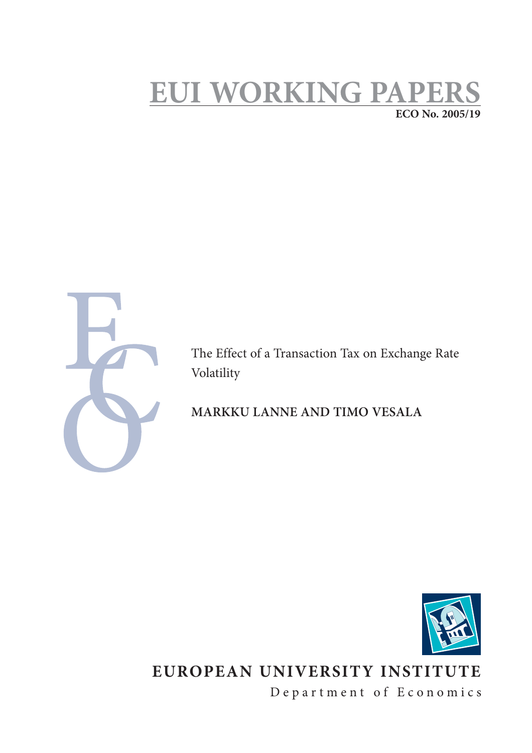# EUI WORKING PAPERS

**ECO No. 2005/19**

The Effect of a Transaction Tax on Exchange Rate Volatility

**MARKKU LANNE AND TIMO VESALA**

**EUROPEAN UNIVERSITY INSTITUTE**

Department of Economics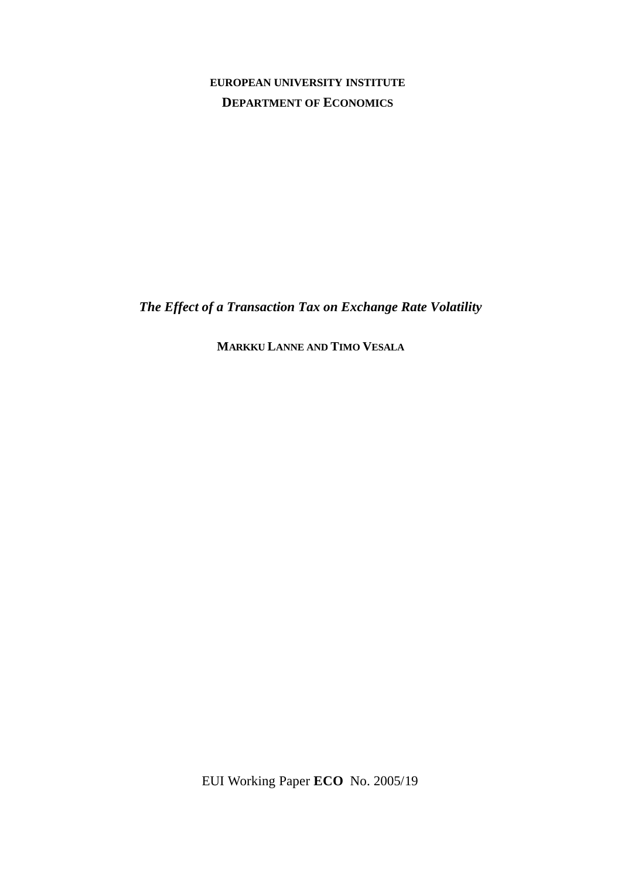**EUROPEAN UNIVERSITY INSTITUTE**

**DEPARTMENT OF ECONOMICS**

***The Effect of a Transaction Tax on Exchange Rate Volatility***

**MARKKU LANNE AND TIMO VESALA**

EUI Working Paper **ECO** No. 2005/19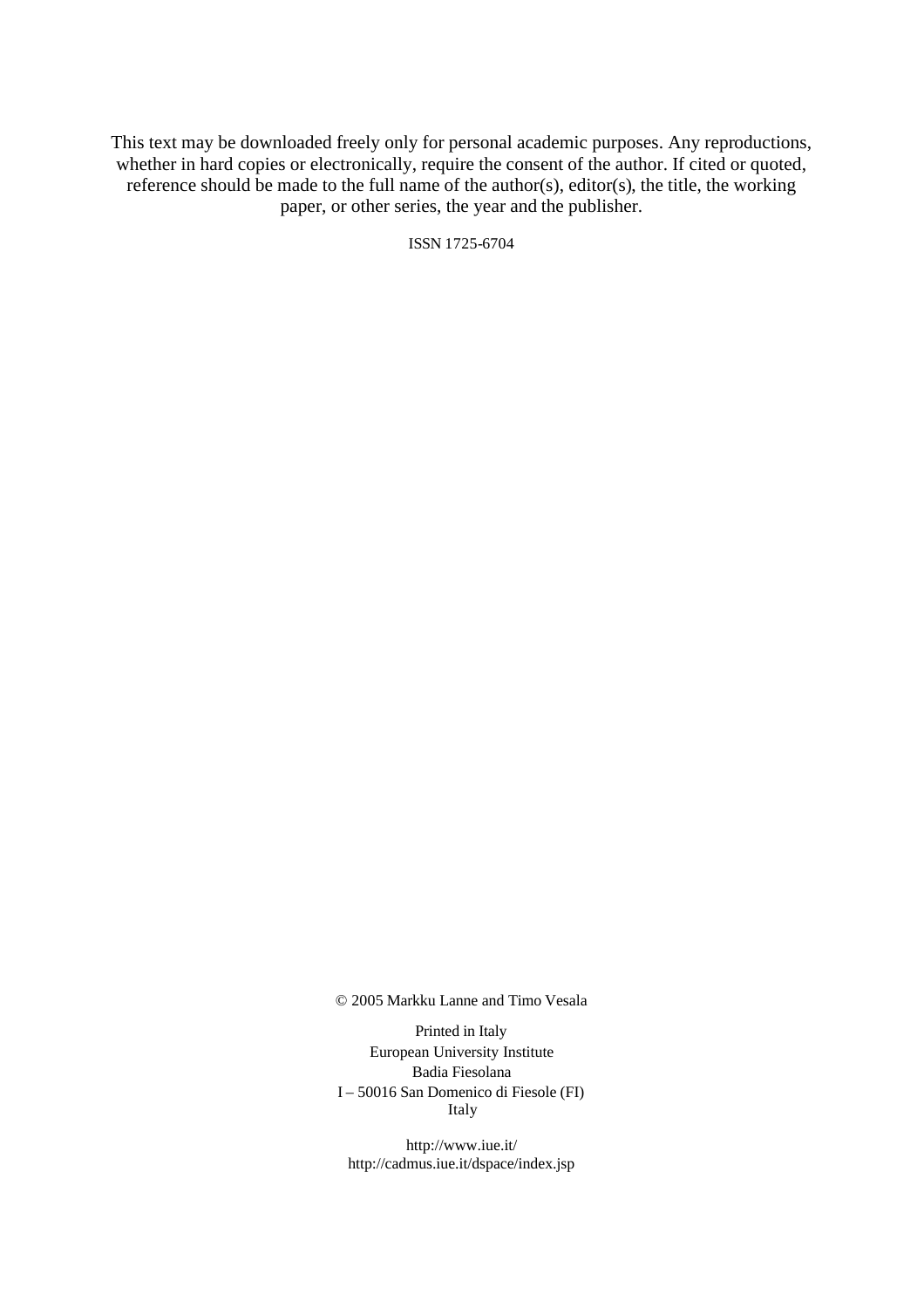This text may be downloaded freely only for personal academic purposes. Any reproductions, whether in hard copies or electronically, require the consent of the author. If cited or quoted, reference should be made to the full name of the author(s), editor(s), the title, the working paper, or other series, the year and the publisher.

ISSN 1725-6704

© 2005 Markku Lanne and Timo Vesala

Printed in Italy
European University Institute
Badia Fiesolana
I – 50016 San Domenico di Fiesole (FI)
Italy

http://www.iue.it/
http://cadmus.iue.it/dspace/index.jsp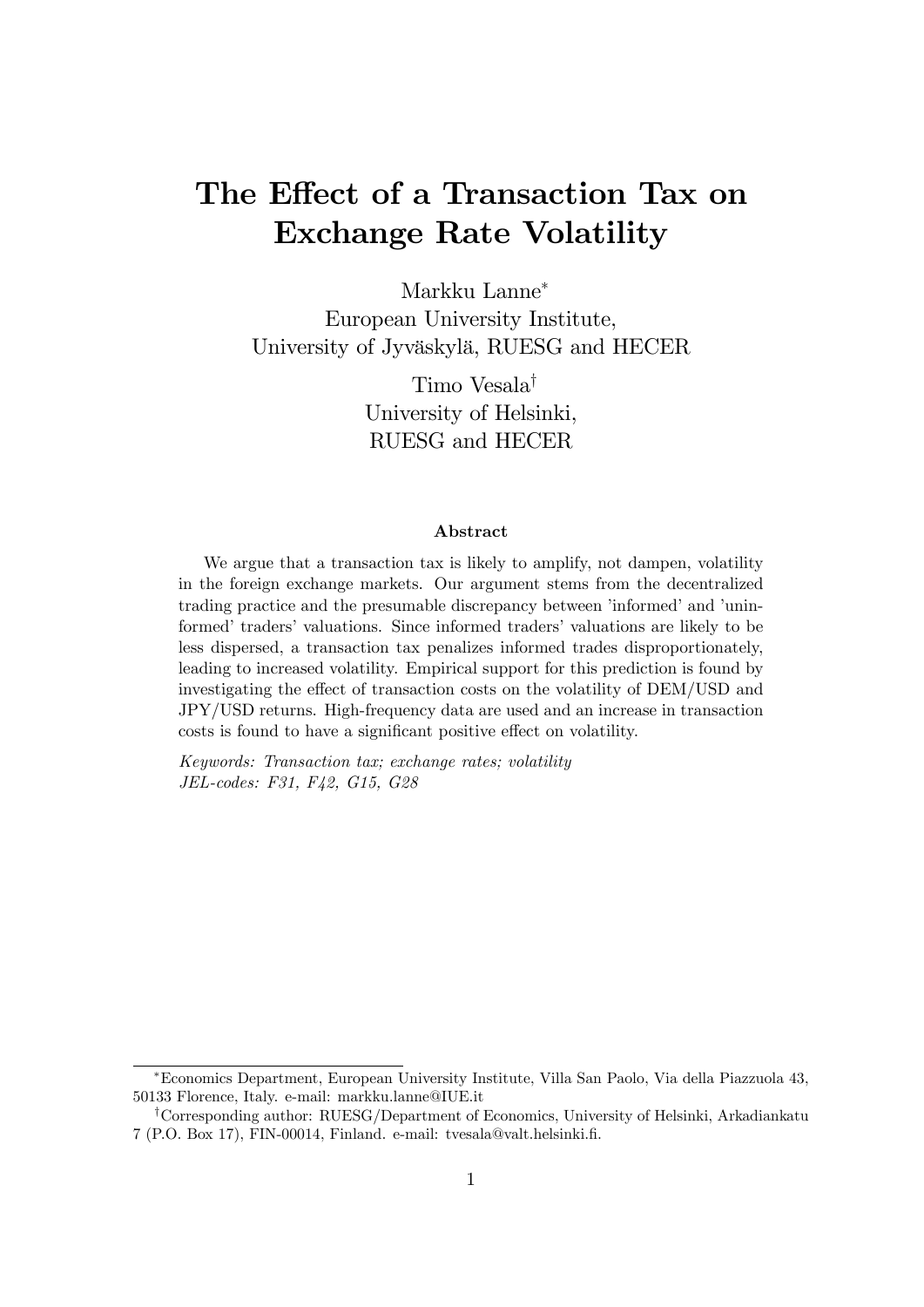#### The Effect of a Transaction Tax on Exchange Rate Volatility

Markku Lanne*
European University Institute,
University of Jyväskylä, RUESG and HECER

Timo Vesala†
University of Helsinki,
RUESG and HECER

##### Abstract

We argue that a transaction tax is likely to amplify, not dampen, volatility in the foreign exchange markets. Our argument stems from the decentralized trading practice and the presumable discrepancy between 'informed' and 'uninformed' traders' valuations. Since informed traders' valuations are likely to be less dispersed, a transaction tax penalizes informed trades disproportionately, leading to increased volatility. Empirical support for this prediction is found by investigating the effect of transaction costs on the volatility of DEM/USD and JPY/USD returns. High-frequency data are used and an increase in transaction costs is found to have a significant positive effect on volatility.

*Keywords: Transaction tax; exchange rates; volatility*
*JEL-codes: F31, F42, G15, G28*

---

*Economics Department, European University Institute, Villa San Paolo, Via della Piazzuola 43, 50133 Florence, Italy. e-mail: markku.lanne@IUE.it

†Corresponding author: RUESG/Department of Economics, University of Helsinki, Arkadiankatu 7 (P.O. Box 17), FIN-00014, Finland. e-mail: tvesala@valt.helsinki.fi.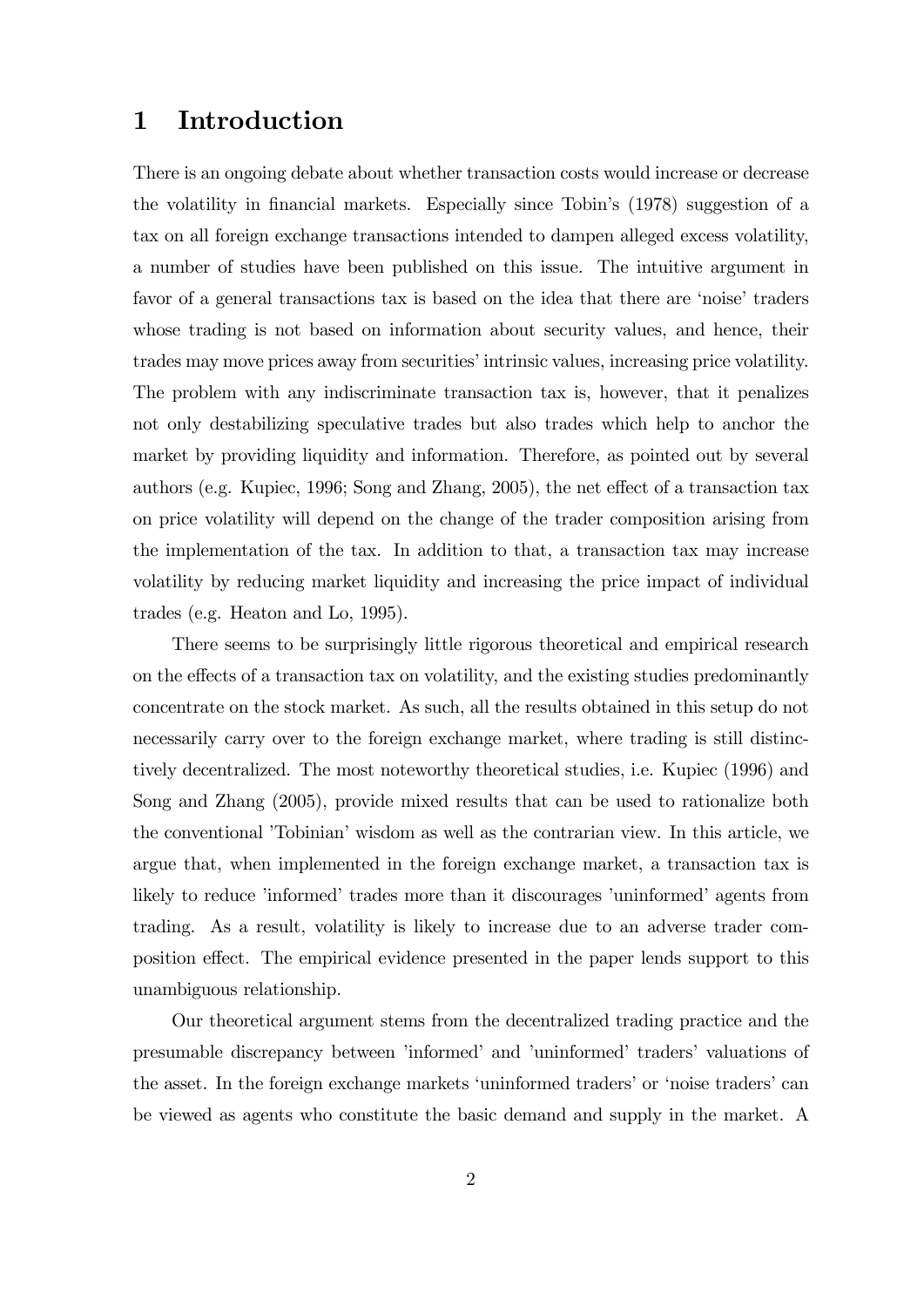# 1 Introduction

There is an ongoing debate about whether transaction costs would increase or decrease the volatility in financial markets. Especially since Tobin's (1978) suggestion of a tax on all foreign exchange transactions intended to dampen alleged excess volatility, a number of studies have been published on this issue. The intuitive argument in favor of a general transactions tax is based on the idea that there are 'noise' traders whose trading is not based on information about security values, and hence, their trades may move prices away from securities' intrinsic values, increasing price volatility. The problem with any indiscriminate transaction tax is, however, that it penalizes not only destabilizing speculative trades but also trades which help to anchor the market by providing liquidity and information. Therefore, as pointed out by several authors (e.g. Kupiec, 1996; Song and Zhang, 2005), the net effect of a transaction tax on price volatility will depend on the change of the trader composition arising from the implementation of the tax. In addition to that, a transaction tax may increase volatility by reducing market liquidity and increasing the price impact of individual trades (e.g. Heaton and Lo, 1995).

There seems to be surprisingly little rigorous theoretical and empirical research on the effects of a transaction tax on volatility, and the existing studies predominantly concentrate on the stock market. As such, all the results obtained in this setup do not necessarily carry over to the foreign exchange market, where trading is still distinctively decentralized. The most noteworthy theoretical studies, i.e. Kupiec (1996) and Song and Zhang (2005), provide mixed results that can be used to rationalize both the conventional 'Tobinian' wisdom as well as the contrarian view. In this article, we argue that, when implemented in the foreign exchange market, a transaction tax is likely to reduce 'informed' trades more than it discourages 'uninformed' agents from trading. As a result, volatility is likely to increase due to an adverse trader composition effect. The empirical evidence presented in the paper lends support to this unambiguous relationship.

Our theoretical argument stems from the decentralized trading practice and the presumable discrepancy between 'informed' and 'uninformed' traders' valuations of the asset. In the foreign exchange markets 'uninformed traders' or 'noise traders' can be viewed as agents who constitute the basic demand and supply in the market. A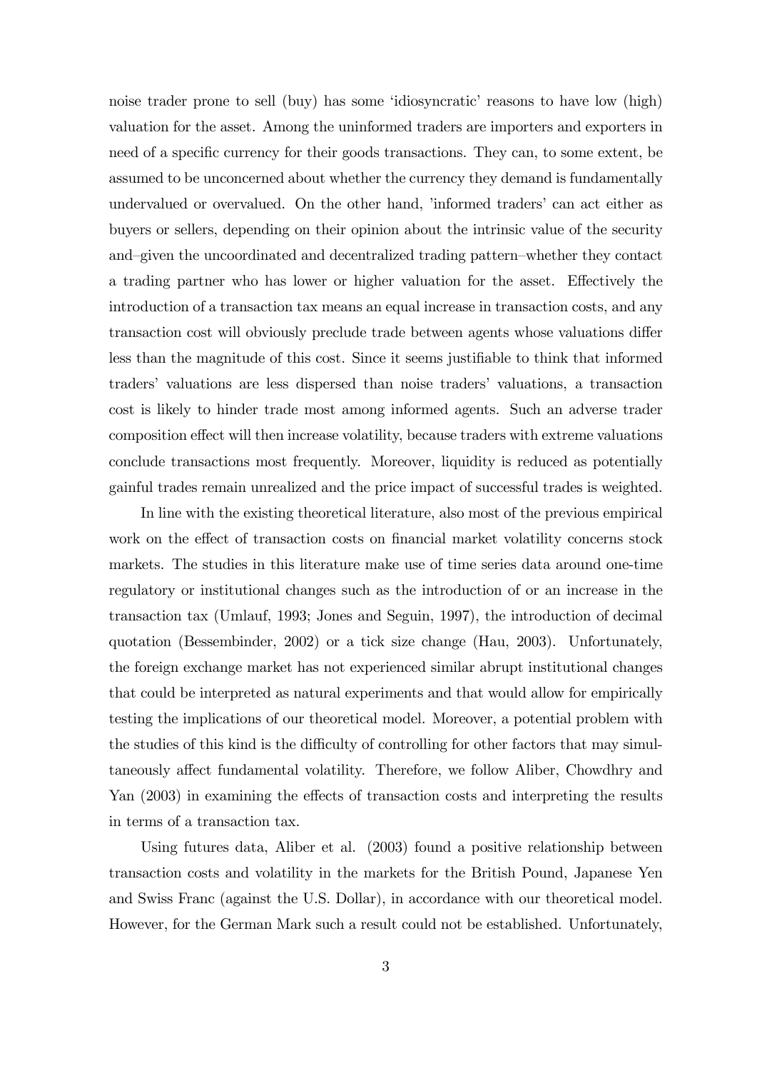noise trader prone to sell (buy) has some 'idiosyncratic' reasons to have low (high) valuation for the asset. Among the uninformed traders are importers and exporters in need of a specific currency for their goods transactions. They can, to some extent, be assumed to be unconcerned about whether the currency they demand is fundamentally undervalued or overvalued. On the other hand, 'informed traders' can act either as buyers or sellers, depending on their opinion about the intrinsic value of the security and–given the uncoordinated and decentralized trading pattern–whether they contact a trading partner who has lower or higher valuation for the asset. Effectively the introduction of a transaction tax means an equal increase in transaction costs, and any transaction cost will obviously preclude trade between agents whose valuations differ less than the magnitude of this cost. Since it seems justifiable to think that informed traders' valuations are less dispersed than noise traders' valuations, a transaction cost is likely to hinder trade most among informed agents. Such an adverse trader composition effect will then increase volatility, because traders with extreme valuations conclude transactions most frequently. Moreover, liquidity is reduced as potentially gainful trades remain unrealized and the price impact of successful trades is weighted.

In line with the existing theoretical literature, also most of the previous empirical work on the effect of transaction costs on financial market volatility concerns stock markets. The studies in this literature make use of time series data around one-time regulatory or institutional changes such as the introduction of or an increase in the transaction tax (Umlauf, 1993; Jones and Seguin, 1997), the introduction of decimal quotation (Bessembinder, 2002) or a tick size change (Hau, 2003). Unfortunately, the foreign exchange market has not experienced similar abrupt institutional changes that could be interpreted as natural experiments and that would allow for empirically testing the implications of our theoretical model. Moreover, a potential problem with the studies of this kind is the difficulty of controlling for other factors that may simultaneously affect fundamental volatility. Therefore, we follow Aliber, Chowdhry and Yan (2003) in examining the effects of transaction costs and interpreting the results in terms of a transaction tax.

Using futures data, Aliber et al. (2003) found a positive relationship between transaction costs and volatility in the markets for the British Pound, Japanese Yen and Swiss Franc (against the U.S. Dollar), in accordance with our theoretical model. However, for the German Mark such a result could not be established. Unfortunately,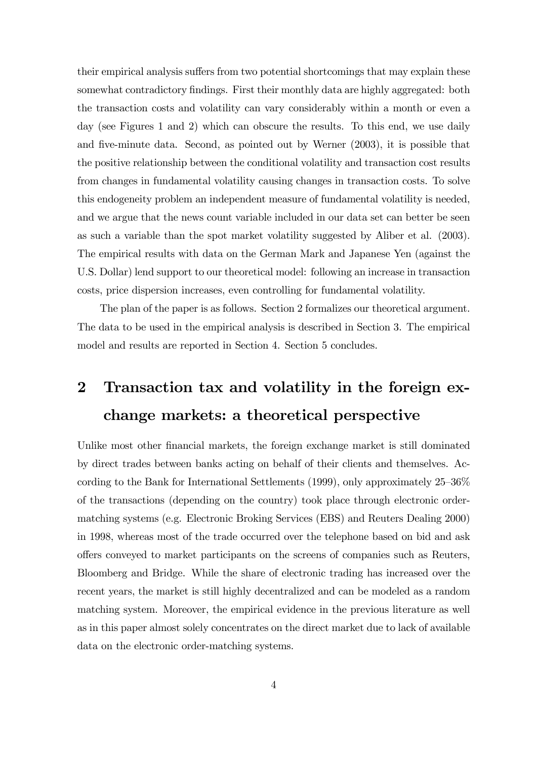their empirical analysis suffers from two potential shortcomings that may explain these somewhat contradictory findings. First their monthly data are highly aggregated: both the transaction costs and volatility can vary considerably within a month or even a day (see Figures 1 and 2) which can obscure the results. To this end, we use daily and five-minute data. Second, as pointed out by Werner (2003), it is possible that the positive relationship between the conditional volatility and transaction cost results from changes in fundamental volatility causing changes in transaction costs. To solve this endogeneity problem an independent measure of fundamental volatility is needed, and we argue that the news count variable included in our data set can better be seen as such a variable than the spot market volatility suggested by Aliber et al. (2003). The empirical results with data on the German Mark and Japanese Yen (against the U.S. Dollar) lend support to our theoretical model: following an increase in transaction costs, price dispersion increases, even controlling for fundamental volatility.

The plan of the paper is as follows. Section 2 formalizes our theoretical argument. The data to be used in the empirical analysis is described in Section 3. The empirical model and results are reported in Section 4. Section 5 concludes.

# 2 Transaction tax and volatility in the foreign exchange markets: a theoretical perspective

Unlike most other financial markets, the foreign exchange market is still dominated by direct trades between banks acting on behalf of their clients and themselves. According to the Bank for International Settlements (1999), only approximately 25–36% of the transactions (depending on the country) took place through electronic order-matching systems (e.g. Electronic Broking Services (EBS) and Reuters Dealing 2000) in 1998, whereas most of the trade occurred over the telephone based on bid and ask offers conveyed to market participants on the screens of companies such as Reuters, Bloomberg and Bridge. While the share of electronic trading has increased over the recent years, the market is still highly decentralized and can be modeled as a random matching system. Moreover, the empirical evidence in the previous literature as well as in this paper almost solely concentrates on the direct market due to lack of available data on the electronic order-matching systems.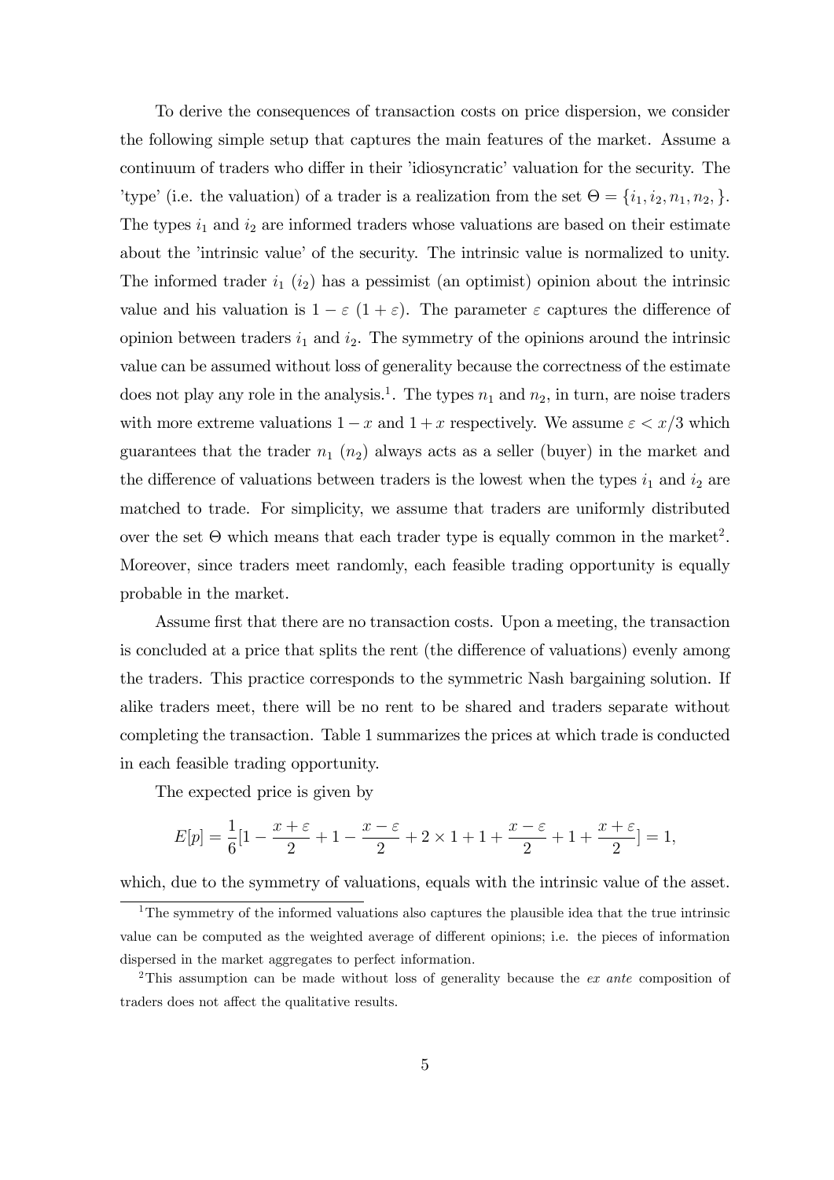To derive the consequences of transaction costs on price dispersion, we consider the following simple setup that captures the main features of the market. Assume a continuum of traders who differ in their 'idiosyncratic' valuation for the security. The 'type' (i.e. the valuation) of a trader is a realization from the set $\Theta = \{i_1, i_2, n_1, n_2, \}$. The types $i_1$ and $i_2$ are informed traders whose valuations are based on their estimate about the 'intrinsic value' of the security. The intrinsic value is normalized to unity. The informed trader $i_1$ ($i_2$) has a pessimist (an optimist) opinion about the intrinsic value and his valuation is $1 - \varepsilon$ ($1 + \varepsilon$). The parameter $\varepsilon$ captures the difference of opinion between traders $i_1$ and $i_2$. The symmetry of the opinions around the intrinsic value can be assumed without loss of generality because the correctness of the estimate does not play any role in the analysis.[1]. The types $n_1$ and $n_2$, in turn, are noise traders with more extreme valuations $1 - x$ and $1 + x$ respectively. We assume $\varepsilon < x/3$ which guarantees that the trader $n_1$ ($n_2$) always acts as a seller (buyer) in the market and the difference of valuations between traders is the lowest when the types $i_1$ and $i_2$ are matched to trade. For simplicity, we assume that traders are uniformly distributed over the set $\Theta$ which means that each trader type is equally common in the market[2]. Moreover, since traders meet randomly, each feasible trading opportunity is equally probable in the market.

Assume first that there are no transaction costs. Upon a meeting, the transaction is concluded at a price that splits the rent (the difference of valuations) evenly among the traders. This practice corresponds to the symmetric Nash bargaining solution. If alike traders meet, there will be no rent to be shared and traders separate without completing the transaction. Table 1 summarizes the prices at which trade is conducted in each feasible trading opportunity.

The expected price is given by

$$E[p] = \frac{1}{6}[1 - \frac{x+\varepsilon}{2} + 1 - \frac{x-\varepsilon}{2} + 2 \times 1 + 1 + \frac{x-\varepsilon}{2} + 1 + \frac{x+\varepsilon}{2}] = 1,$$

which, due to the symmetry of valuations, equals with the intrinsic value of the asset.

[1] The symmetry of the informed valuations also captures the plausible idea that the true intrinsic value can be computed as the weighted average of different opinions; i.e. the pieces of information dispersed in the market aggregates to perfect information.

[2] This assumption can be made without loss of generality because the *ex ante* composition of traders does not affect the qualitative results.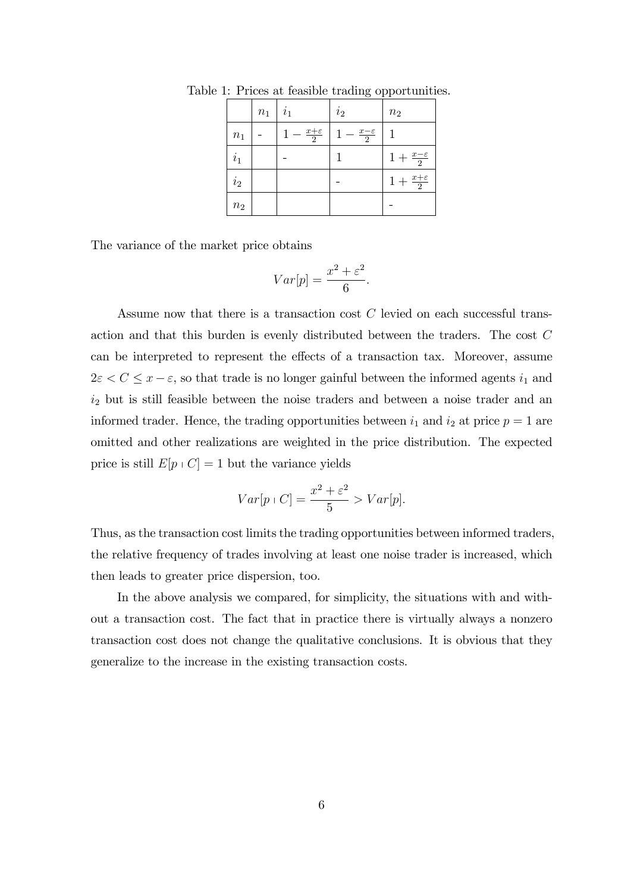Table 1: Prices at feasible trading opportunities.

| | $n_1$ | $i_1$ | $i_2$ | $n_2$ |
|---|---|---|---|---|
| $n_1$ | - | $1-\frac{x+\varepsilon}{2}$ | $1-\frac{x-\varepsilon}{2}$ | $1$ |
| $i_1$ | | - | $1$ | $1+\frac{x-\varepsilon}{2}$ |
| $i_2$ | | | - | $1+\frac{x+\varepsilon}{2}$ |
| $n_2$ | | | | - |

The variance of the market price obtains

$$Var[p] = \frac{x^2 + \varepsilon^2}{6}.$$

Assume now that there is a transaction cost $C$ levied on each successful transaction and that this burden is evenly distributed between the traders. The cost $C$ can be interpreted to represent the effects of a transaction tax. Moreover, assume $2\varepsilon < C \leq x - \varepsilon$, so that trade is no longer gainful between the informed agents $i_1$ and $i_2$ but is still feasible between the noise traders and between a noise trader and an informed trader. Hence, the trading opportunities between $i_1$ and $i_2$ at price $p = 1$ are omitted and other realizations are weighted in the price distribution. The expected price is still $E[p \mid C] = 1$ but the variance yields

$$Var[p \mid C] = \frac{x^2 + \varepsilon^2}{5} > Var[p].$$

Thus, as the transaction cost limits the trading opportunities between informed traders, the relative frequency of trades involving at least one noise trader is increased, which then leads to greater price dispersion, too.

In the above analysis we compared, for simplicity, the situations with and without a transaction cost. The fact that in practice there is virtually always a nonzero transaction cost does not change the qualitative conclusions. It is obvious that they generalize to the increase in the existing transaction costs.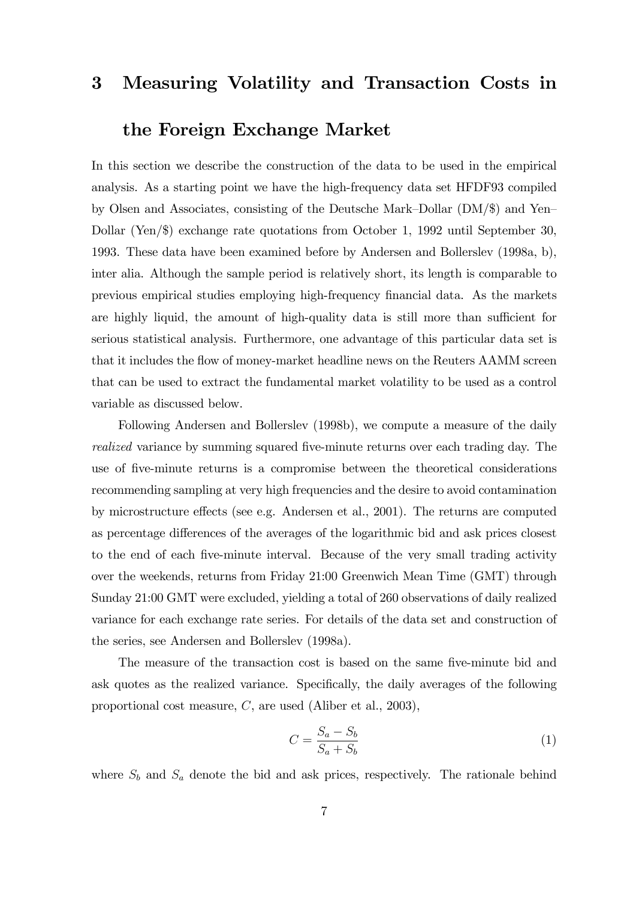# 3 Measuring Volatility and Transaction Costs in the Foreign Exchange Market

In this section we describe the construction of the data to be used in the empirical analysis. As a starting point we have the high-frequency data set HFDF93 compiled by Olsen and Associates, consisting of the Deutsche Mark–Dollar (DM/$) and Yen–Dollar (Yen/$) exchange rate quotations from October 1, 1992 until September 30, 1993. These data have been examined before by Andersen and Bollerslev (1998a, b), inter alia. Although the sample period is relatively short, its length is comparable to previous empirical studies employing high-frequency financial data. As the markets are highly liquid, the amount of high-quality data is still more than sufficient for serious statistical analysis. Furthermore, one advantage of this particular data set is that it includes the flow of money-market headline news on the Reuters AAMM screen that can be used to extract the fundamental market volatility to be used as a control variable as discussed below.

Following Andersen and Bollerslev (1998b), we compute a measure of the daily *realized* variance by summing squared five-minute returns over each trading day. The use of five-minute returns is a compromise between the theoretical considerations recommending sampling at very high frequencies and the desire to avoid contamination by microstructure effects (see e.g. Andersen et al., 2001). The returns are computed as percentage differences of the averages of the logarithmic bid and ask prices closest to the end of each five-minute interval. Because of the very small trading activity over the weekends, returns from Friday 21:00 Greenwich Mean Time (GMT) through Sunday 21:00 GMT were excluded, yielding a total of 260 observations of daily realized variance for each exchange rate series. For details of the data set and construction of the series, see Andersen and Bollerslev (1998a).

The measure of the transaction cost is based on the same five-minute bid and ask quotes as the realized variance. Specifically, the daily averages of the following proportional cost measure, $C$, are used (Aliber et al., 2003),

$$C = \frac{S_a - S_b}{S_a + S_b} \tag{1}$$

where $S_b$ and $S_a$ denote the bid and ask prices, respectively. The rationale behind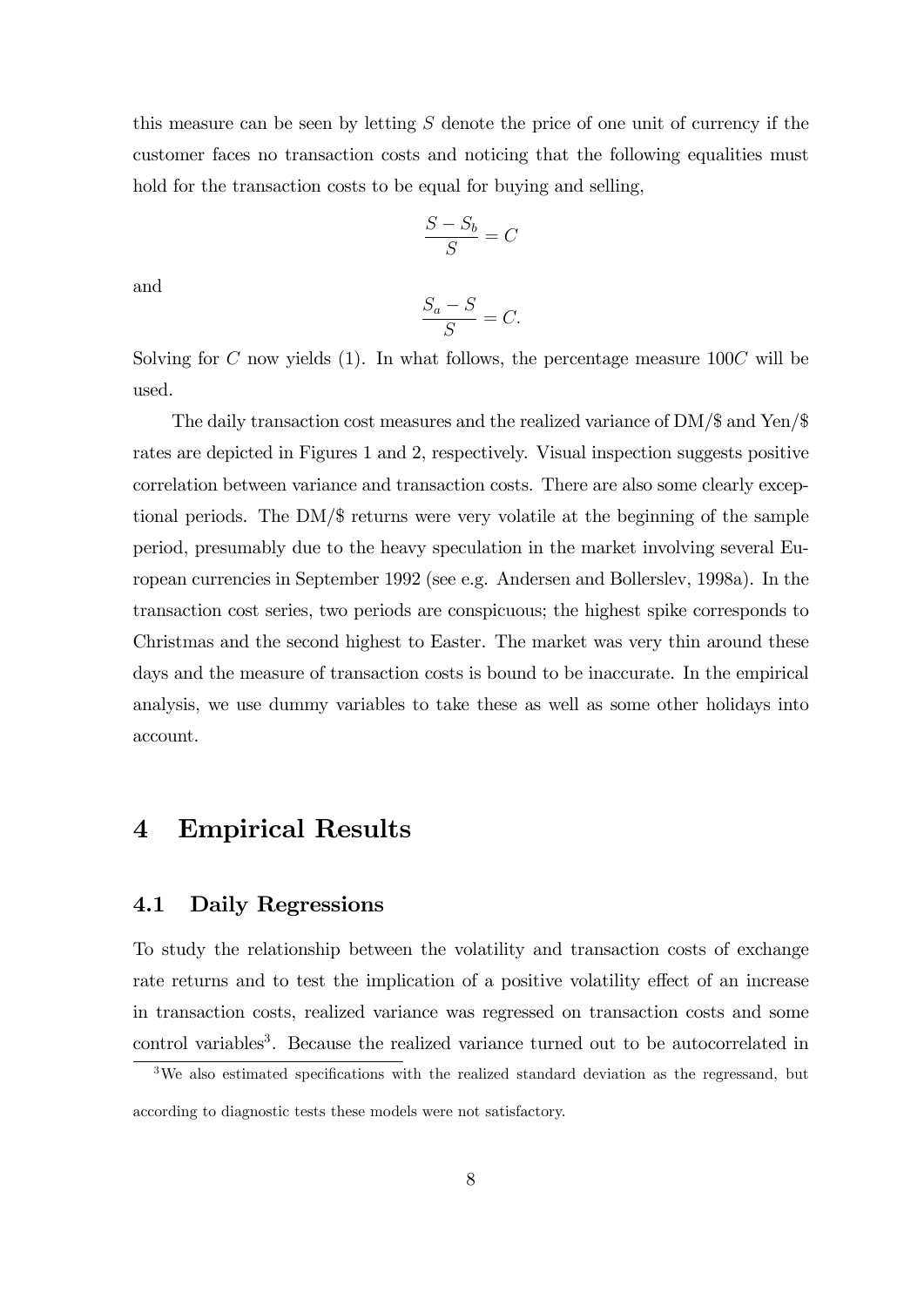this measure can be seen by letting $S$ denote the price of one unit of currency if the customer faces no transaction costs and noticing that the following equalities must hold for the transaction costs to be equal for buying and selling,

$$\frac{S - S_b}{S} = C$$

and

$$\frac{S_a - S}{S} = C.$$

Solving for $C$ now yields (1). In what follows, the percentage measure $100C$ will be used.

The daily transaction cost measures and the realized variance of DM/$ and Yen/$ rates are depicted in Figures 1 and 2, respectively. Visual inspection suggests positive correlation between variance and transaction costs. There are also some clearly exceptional periods. The DM/$ returns were very volatile at the beginning of the sample period, presumably due to the heavy speculation in the market involving several European currencies in September 1992 (see e.g. Andersen and Bollerslev, 1998a). In the transaction cost series, two periods are conspicuous; the highest spike corresponds to Christmas and the second highest to Easter. The market was very thin around these days and the measure of transaction costs is bound to be inaccurate. In the empirical analysis, we use dummy variables to take these as well as some other holidays into account.

# 4 Empirical Results

## 4.1 Daily Regressions

To study the relationship between the volatility and transaction costs of exchange rate returns and to test the implication of a positive volatility effect of an increase in transaction costs, realized variance was regressed on transaction costs and some control variables[3]. Because the realized variance turned out to be autocorrelated in

[3] We also estimated specifications with the realized standard deviation as the regressand, but according to diagnostic tests these models were not satisfactory.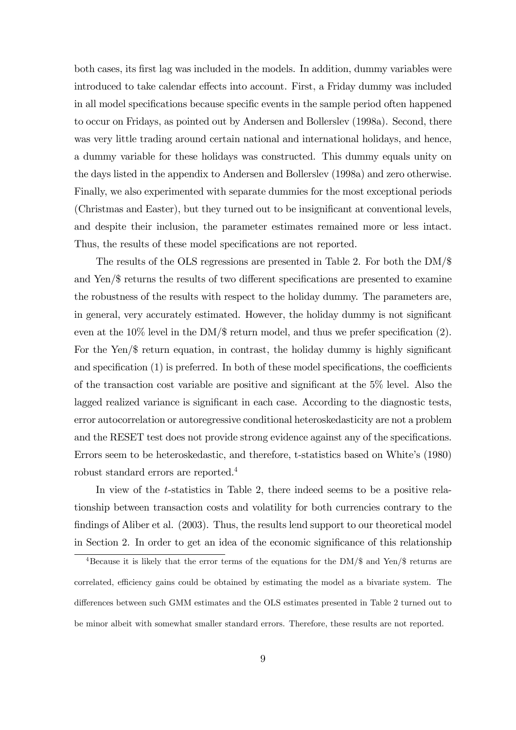both cases, its first lag was included in the models. In addition, dummy variables were introduced to take calendar effects into account. First, a Friday dummy was included in all model specifications because specific events in the sample period often happened to occur on Fridays, as pointed out by Andersen and Bollerslev (1998a). Second, there was very little trading around certain national and international holidays, and hence, a dummy variable for these holidays was constructed. This dummy equals unity on the days listed in the appendix to Andersen and Bollerslev (1998a) and zero otherwise. Finally, we also experimented with separate dummies for the most exceptional periods (Christmas and Easter), but they turned out to be insignificant at conventional levels, and despite their inclusion, the parameter estimates remained more or less intact. Thus, the results of these model specifications are not reported.

The results of the OLS regressions are presented in Table 2. For both the DM/$ and Yen/$ returns the results of two different specifications are presented to examine the robustness of the results with respect to the holiday dummy. The parameters are, in general, very accurately estimated. However, the holiday dummy is not significant even at the 10% level in the DM/$ return model, and thus we prefer specification (2). For the Yen/$ return equation, in contrast, the holiday dummy is highly significant and specification (1) is preferred. In both of these model specifications, the coefficients of the transaction cost variable are positive and significant at the 5% level. Also the lagged realized variance is significant in each case. According to the diagnostic tests, error autocorrelation or autoregressive conditional heteroskedasticity are not a problem and the RESET test does not provide strong evidence against any of the specifications. Errors seem to be heteroskedastic, and therefore, t-statistics based on White's (1980) robust standard errors are reported.[4]

In view of the *t*-statistics in Table 2, there indeed seems to be a positive relationship between transaction costs and volatility for both currencies contrary to the findings of Aliber et al. (2003). Thus, the results lend support to our theoretical model in Section 2. In order to get an idea of the economic significance of this relationship

[4]Because it is likely that the error terms of the equations for the DM/$ and Yen/$ returns are correlated, efficiency gains could be obtained by estimating the model as a bivariate system. The differences between such GMM estimates and the OLS estimates presented in Table 2 turned out to be minor albeit with somewhat smaller standard errors. Therefore, these results are not reported.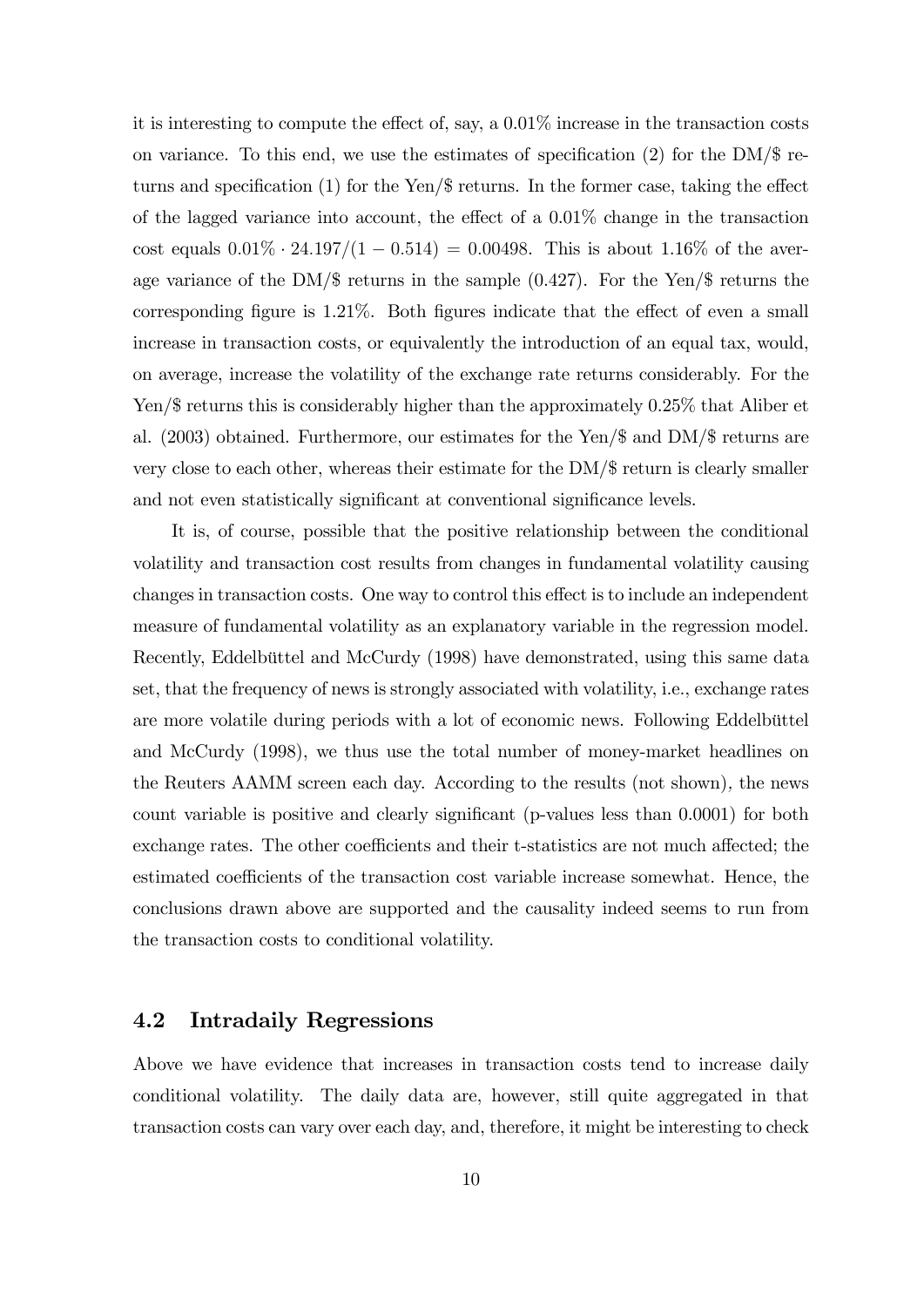it is interesting to compute the effect of, say, a 0.01% increase in the transaction costs on variance. To this end, we use the estimates of specification (2) for the DM/$ returns and specification (1) for the Yen/$ returns. In the former case, taking the effect of the lagged variance into account, the effect of a 0.01% change in the transaction cost equals $0.01\% \cdot 24.197/(1 - 0.514) = 0.00498$. This is about 1.16% of the average variance of the DM/$ returns in the sample (0.427). For the Yen/$ returns the corresponding figure is 1.21%. Both figures indicate that the effect of even a small increase in transaction costs, or equivalently the introduction of an equal tax, would, on average, increase the volatility of the exchange rate returns considerably. For the Yen/$ returns this is considerably higher than the approximately 0.25% that Aliber et al. (2003) obtained. Furthermore, our estimates for the Yen/$ and DM/$ returns are very close to each other, whereas their estimate for the DM/$ return is clearly smaller and not even statistically significant at conventional significance levels.

It is, of course, possible that the positive relationship between the conditional volatility and transaction cost results from changes in fundamental volatility causing changes in transaction costs. One way to control this effect is to include an independent measure of fundamental volatility as an explanatory variable in the regression model. Recently, Eddelbüttel and McCurdy (1998) have demonstrated, using this same data set, that the frequency of news is strongly associated with volatility, i.e., exchange rates are more volatile during periods with a lot of economic news. Following Eddelbüttel and McCurdy (1998), we thus use the total number of money-market headlines on the Reuters AAMM screen each day. According to the results (not shown), the news count variable is positive and clearly significant (p-values less than 0.0001) for both exchange rates. The other coefficients and their t-statistics are not much affected; the estimated coefficients of the transaction cost variable increase somewhat. Hence, the conclusions drawn above are supported and the causality indeed seems to run from the transaction costs to conditional volatility.

## 4.2 Intradaily Regressions

Above we have evidence that increases in transaction costs tend to increase daily conditional volatility. The daily data are, however, still quite aggregated in that transaction costs can vary over each day, and, therefore, it might be interesting to check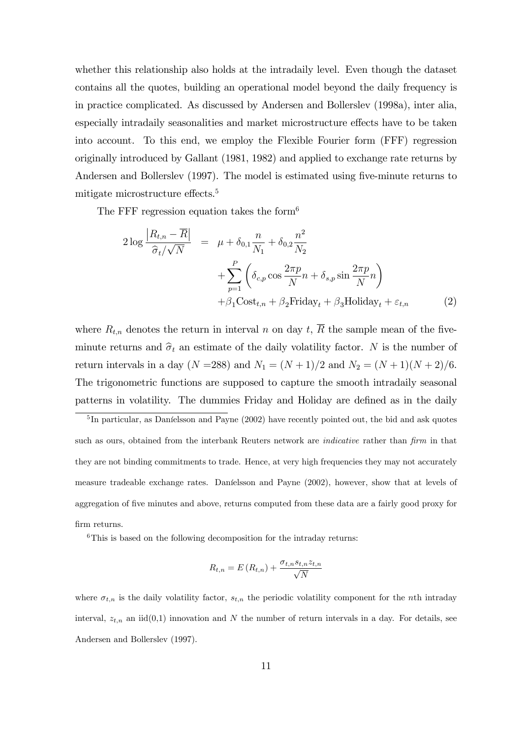whether this relationship also holds at the intradaily level. Even though the dataset contains all the quotes, building an operational model beyond the daily frequency is in practice complicated. As discussed by Andersen and Bollerslev (1998a), inter alia, especially intradaily seasonalities and market microstructure effects have to be taken into account. To this end, we employ the Flexible Fourier form (FFF) regression originally introduced by Gallant (1981, 1982) and applied to exchange rate returns by Andersen and Bollerslev (1997). The model is estimated using five-minute returns to mitigate microstructure effects.[5]

The FFF regression equation takes the form[6]

$$
\begin{aligned}
2\log\frac{\left|R_{t,n}-\overline{R}\right|}{\widehat{\sigma}_t/\sqrt{N}} &= \mu+\delta_{0,1}\frac{n}{N_1}+\delta_{0,2}\frac{n^2}{N_2} \\
&\quad +\sum_{p=1}^{P}\left(\delta_{c,p}\cos\frac{2\pi p}{N}n+\delta_{s,p}\sin\frac{2\pi p}{N}n\right) \\
&\quad +\beta_1\mathrm{Cost}_{t,n}+\beta_2\mathrm{Friday}_t+\beta_3\mathrm{Holiday}_t+\varepsilon_{t,n} \qquad (2)
\end{aligned}
$$

where $R_{t,n}$ denotes the return in interval $n$ on day $t$, $\overline{R}$ the sample mean of the five-minute returns and $\widehat{\sigma}_t$ an estimate of the daily volatility factor. $N$ is the number of return intervals in a day ($N=288$) and $N_1=(N+1)/2$ and $N_2=(N+1)(N+2)/6$. The trigonometric functions are supposed to capture the smooth intradaily seasonal patterns in volatility. The dummies Friday and Holiday are defined as in the daily

[5] In particular, as Daníelsson and Payne (2002) have recently pointed out, the bid and ask quotes such as ours, obtained from the interbank Reuters network are *indicative* rather than *firm* in that they are not binding commitments to trade. Hence, at very high frequencies they may not accurately measure tradeable exchange rates. Daníelsson and Payne (2002), however, show that at levels of aggregation of five minutes and above, returns computed from these data are a fairly good proxy for firm returns.

[6] This is based on the following decomposition for the intraday returns:

$$
R_{t,n}=E\left(R_{t,n}\right)+\frac{\sigma_{t,n}s_{t,n}z_{t,n}}{\sqrt{N}}
$$

where $\sigma_{t,n}$ is the daily volatility factor, $s_{t,n}$ the periodic volatility component for the $n$th intraday interval, $z_{t,n}$ an iid(0,1) innovation and $N$ the number of return intervals in a day. For details, see Andersen and Bollerslev (1997).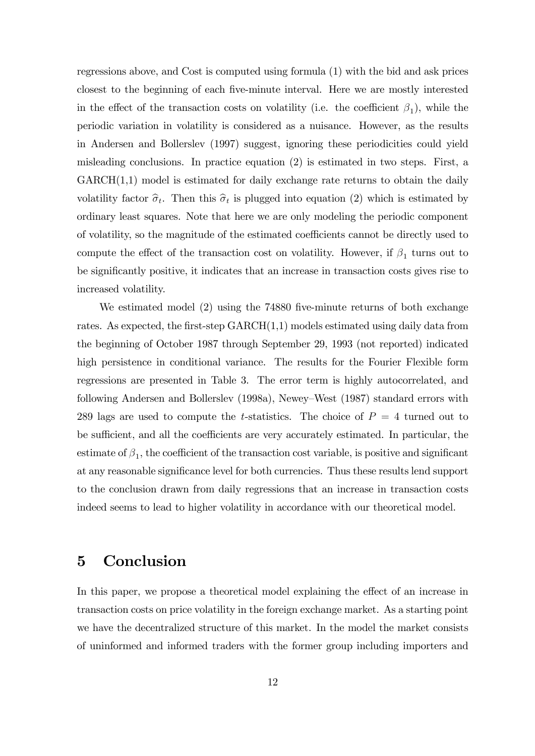regressions above, and Cost is computed using formula (1) with the bid and ask prices closest to the beginning of each five-minute interval. Here we are mostly interested in the effect of the transaction costs on volatility (i.e. the coefficient $\beta_1$), while the periodic variation in volatility is considered as a nuisance. However, as the results in Andersen and Bollerslev (1997) suggest, ignoring these periodicities could yield misleading conclusions. In practice equation (2) is estimated in two steps. First, a GARCH(1,1) model is estimated for daily exchange rate returns to obtain the daily volatility factor $\widehat{\sigma}_t$. Then this $\widehat{\sigma}_t$ is plugged into equation (2) which is estimated by ordinary least squares. Note that here we are only modeling the periodic component of volatility, so the magnitude of the estimated coefficients cannot be directly used to compute the effect of the transaction cost on volatility. However, if $\beta_1$ turns out to be significantly positive, it indicates that an increase in transaction costs gives rise to increased volatility.

We estimated model (2) using the 74880 five-minute returns of both exchange rates. As expected, the first-step GARCH(1,1) models estimated using daily data from the beginning of October 1987 through September 29, 1993 (not reported) indicated high persistence in conditional variance. The results for the Fourier Flexible form regressions are presented in Table 3. The error term is highly autocorrelated, and following Andersen and Bollerslev (1998a), Newey–West (1987) standard errors with 289 lags are used to compute the $t$-statistics. The choice of $P = 4$ turned out to be sufficient, and all the coefficients are very accurately estimated. In particular, the estimate of $\beta_1$, the coefficient of the transaction cost variable, is positive and significant at any reasonable significance level for both currencies. Thus these results lend support to the conclusion drawn from daily regressions that an increase in transaction costs indeed seems to lead to higher volatility in accordance with our theoretical model.

# 5 Conclusion

In this paper, we propose a theoretical model explaining the effect of an increase in transaction costs on price volatility in the foreign exchange market. As a starting point we have the decentralized structure of this market. In the model the market consists of uninformed and informed traders with the former group including importers and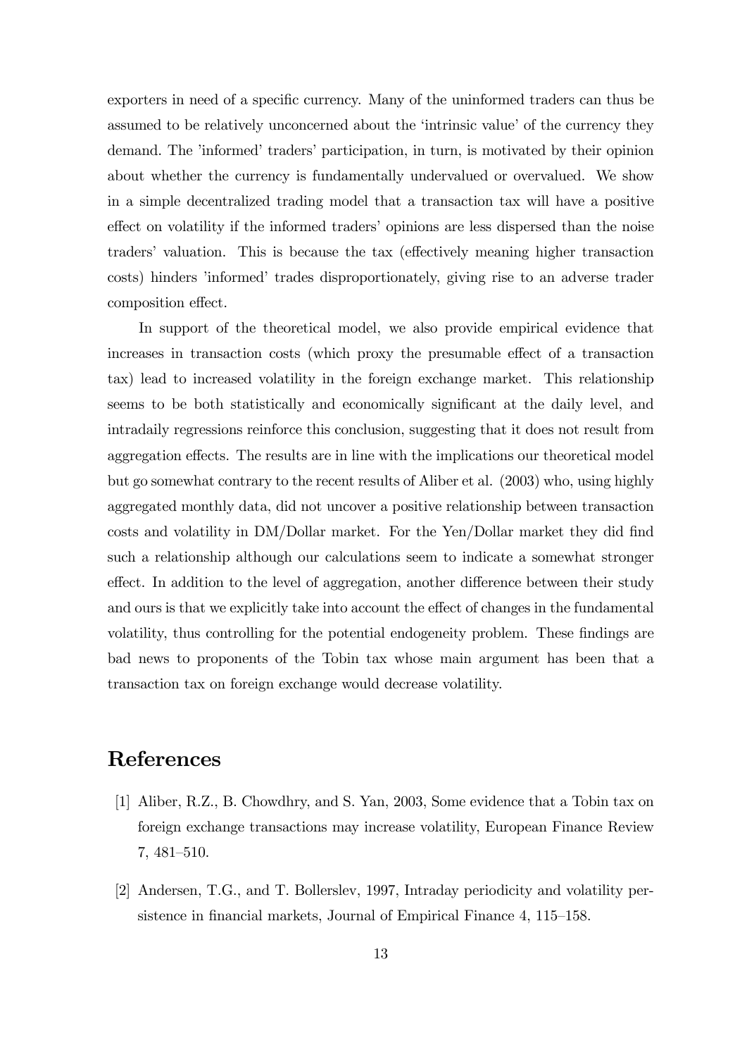exporters in need of a specific currency. Many of the uninformed traders can thus be assumed to be relatively unconcerned about the 'intrinsic value' of the currency they demand. The 'informed' traders' participation, in turn, is motivated by their opinion about whether the currency is fundamentally undervalued or overvalued. We show in a simple decentralized trading model that a transaction tax will have a positive effect on volatility if the informed traders' opinions are less dispersed than the noise traders' valuation. This is because the tax (effectively meaning higher transaction costs) hinders 'informed' trades disproportionately, giving rise to an adverse trader composition effect.

In support of the theoretical model, we also provide empirical evidence that increases in transaction costs (which proxy the presumable effect of a transaction tax) lead to increased volatility in the foreign exchange market. This relationship seems to be both statistically and economically significant at the daily level, and intradaily regressions reinforce this conclusion, suggesting that it does not result from aggregation effects. The results are in line with the implications our theoretical model but go somewhat contrary to the recent results of Aliber et al. (2003) who, using highly aggregated monthly data, did not uncover a positive relationship between transaction costs and volatility in DM/Dollar market. For the Yen/Dollar market they did find such a relationship although our calculations seem to indicate a somewhat stronger effect. In addition to the level of aggregation, another difference between their study and ours is that we explicitly take into account the effect of changes in the fundamental volatility, thus controlling for the potential endogeneity problem. These findings are bad news to proponents of the Tobin tax whose main argument has been that a transaction tax on foreign exchange would decrease volatility.

# References

[1] Aliber, R.Z., B. Chowdhry, and S. Yan, 2003, Some evidence that a Tobin tax on foreign exchange transactions may increase volatility, European Finance Review 7, 481–510.

[2] Andersen, T.G., and T. Bollerslev, 1997, Intraday periodicity and volatility persistence in financial markets, Journal of Empirical Finance 4, 115–158.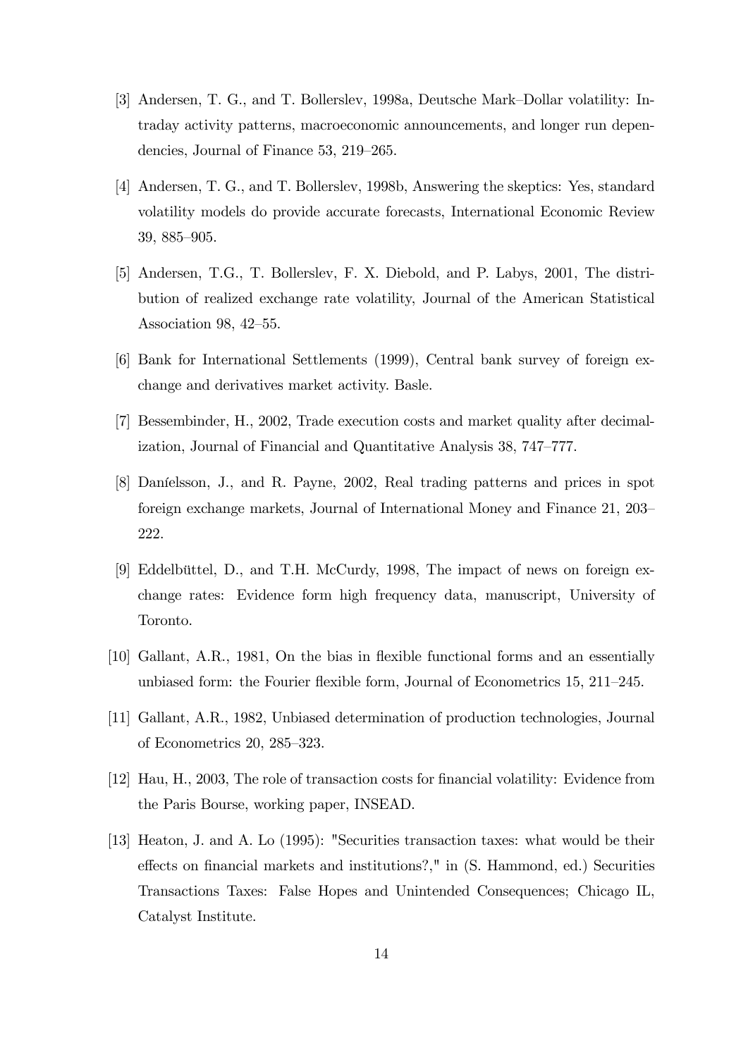[3] Andersen, T. G., and T. Bollerslev, 1998a, Deutsche Mark–Dollar volatility: Intraday activity patterns, macroeconomic announcements, and longer run dependencies, Journal of Finance 53, 219–265.

[4] Andersen, T. G., and T. Bollerslev, 1998b, Answering the skeptics: Yes, standard volatility models do provide accurate forecasts, International Economic Review 39, 885–905.

[5] Andersen, T.G., T. Bollerslev, F. X. Diebold, and P. Labys, 2001, The distribution of realized exchange rate volatility, Journal of the American Statistical Association 98, 42–55.

[6] Bank for International Settlements (1999), Central bank survey of foreign exchange and derivatives market activity. Basle.

[7] Bessembinder, H., 2002, Trade execution costs and market quality after decimalization, Journal of Financial and Quantitative Analysis 38, 747–777.

[8] Daníelsson, J., and R. Payne, 2002, Real trading patterns and prices in spot foreign exchange markets, Journal of International Money and Finance 21, 203–222.

[9] Eddelbüttel, D., and T.H. McCurdy, 1998, The impact of news on foreign exchange rates: Evidence form high frequency data, manuscript, University of Toronto.

[10] Gallant, A.R., 1981, On the bias in flexible functional forms and an essentially unbiased form: the Fourier flexible form, Journal of Econometrics 15, 211–245.

[11] Gallant, A.R., 1982, Unbiased determination of production technologies, Journal of Econometrics 20, 285–323.

[12] Hau, H., 2003, The role of transaction costs for financial volatility: Evidence from the Paris Bourse, working paper, INSEAD.

[13] Heaton, J. and A. Lo (1995): "Securities transaction taxes: what would be their effects on financial markets and institutions?," in (S. Hammond, ed.) Securities Transactions Taxes: False Hopes and Unintended Consequences; Chicago IL, Catalyst Institute.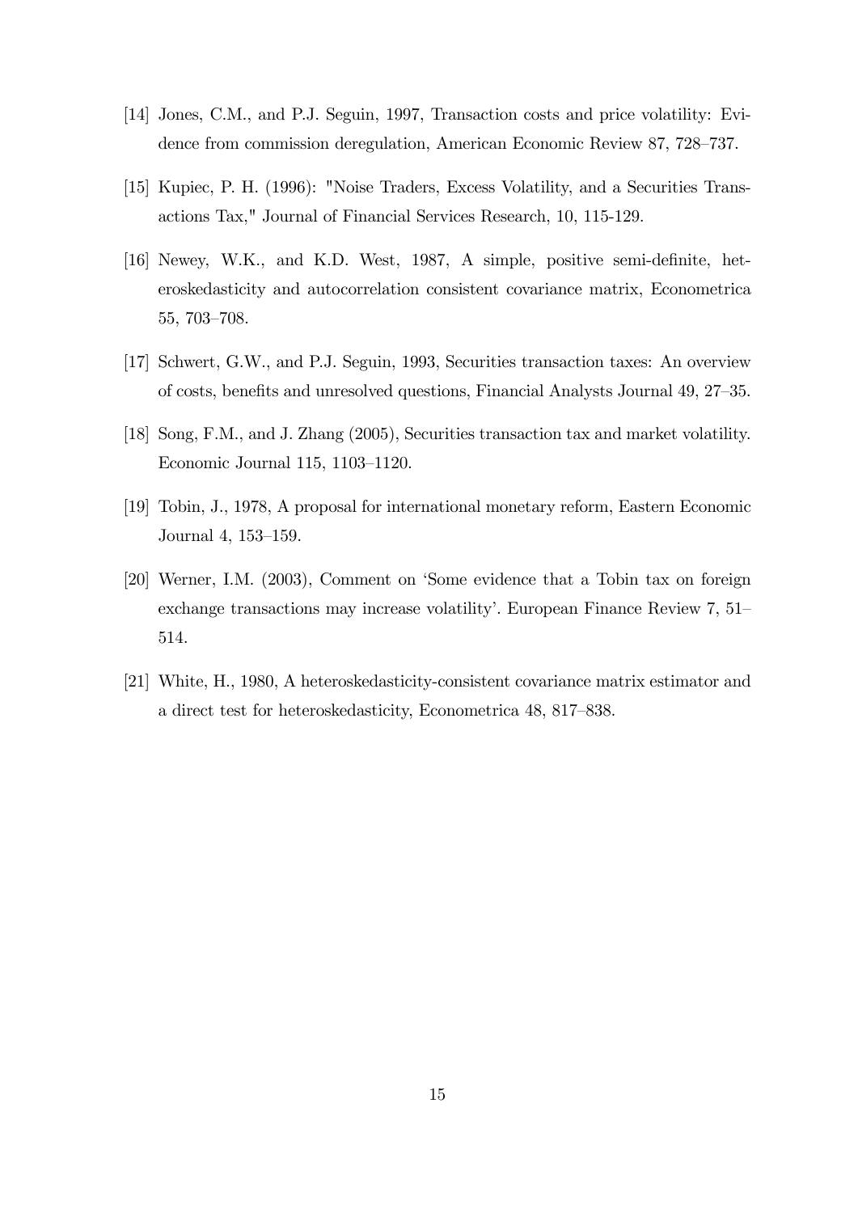[14] Jones, C.M., and P.J. Seguin, 1997, Transaction costs and price volatility: Evidence from commission deregulation, American Economic Review 87, 728–737.

[15] Kupiec, P. H. (1996): "Noise Traders, Excess Volatility, and a Securities Transactions Tax," Journal of Financial Services Research, 10, 115-129.

[16] Newey, W.K., and K.D. West, 1987, A simple, positive semi-definite, heteroskedasticity and autocorrelation consistent covariance matrix, Econometrica 55, 703–708.

[17] Schwert, G.W., and P.J. Seguin, 1993, Securities transaction taxes: An overview of costs, benefits and unresolved questions, Financial Analysts Journal 49, 27–35.

[18] Song, F.M., and J. Zhang (2005), Securities transaction tax and market volatility. Economic Journal 115, 1103–1120.

[19] Tobin, J., 1978, A proposal for international monetary reform, Eastern Economic Journal 4, 153–159.

[20] Werner, I.M. (2003), Comment on 'Some evidence that a Tobin tax on foreign exchange transactions may increase volatility'. European Finance Review 7, 51–514.

[21] White, H., 1980, A heteroskedasticity-consistent covariance matrix estimator and a direct test for heteroskedasticity, Econometrica 48, 817–838.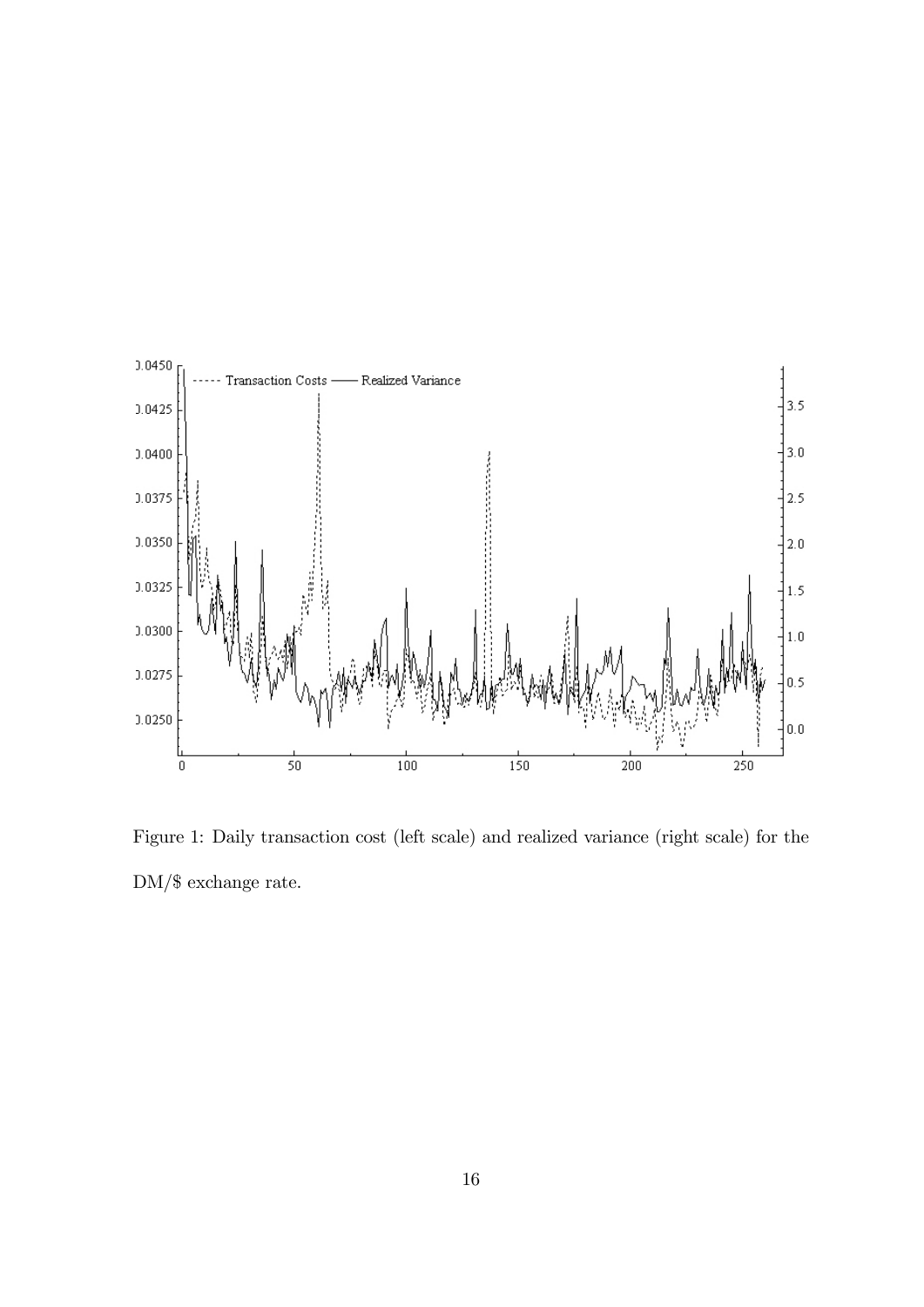Transaction Costs

Realized Variance

0.0450
0.0425
0.0400
0.0375
0.0350
0.0325
0.0300
0.0275
0.0250

3.5
3.0
2.5
2.0
1.5
1.0
0.5
0.0

0
50
100
150
200
250

Figure 1: Daily transaction cost (left scale) and realized variance (right scale) for the DM/$ exchange rate.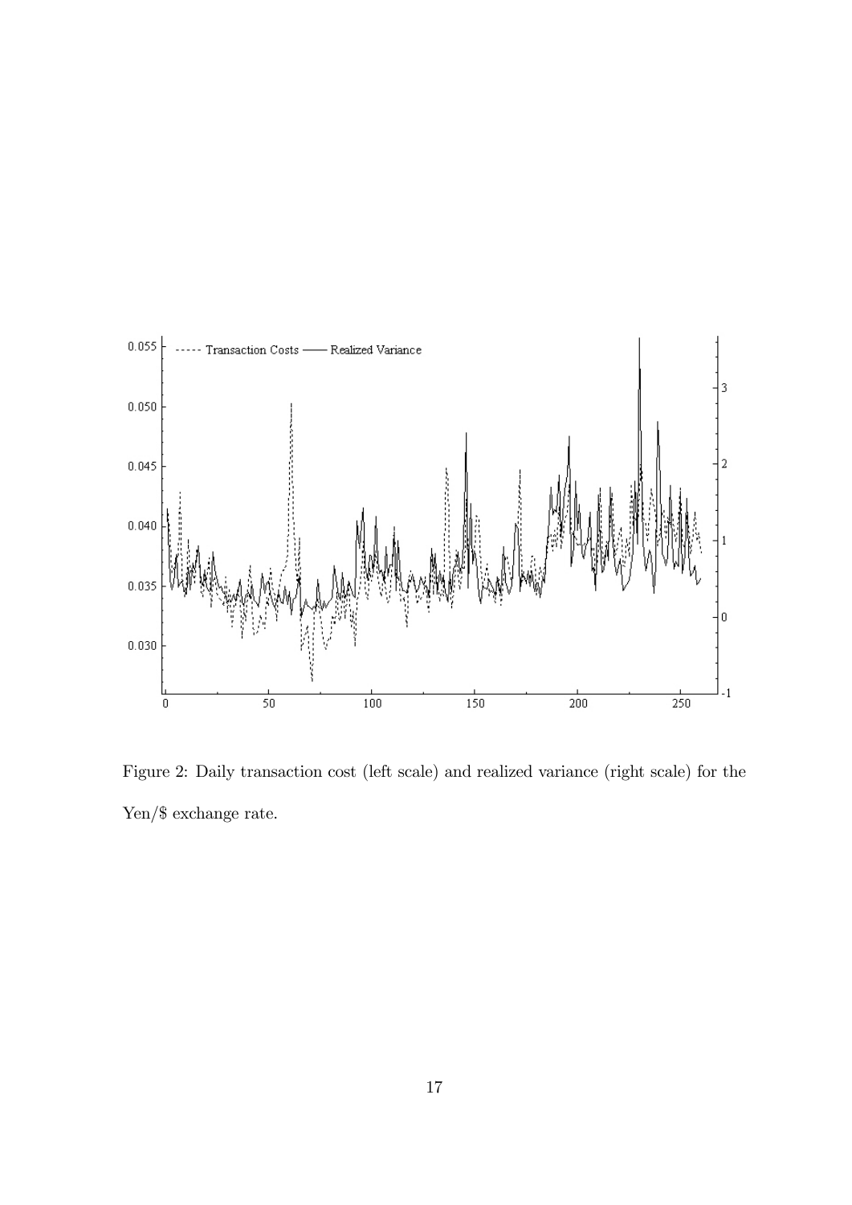0.055
0.050
0.045
0.040
0.035
0.030

----- Transaction Costs —— Realized Variance

3
2
1
0
-1

0 50 100 150 200 250

Figure 2: Daily transaction cost (left scale) and realized variance (right scale) for the Yen/$ exchange rate.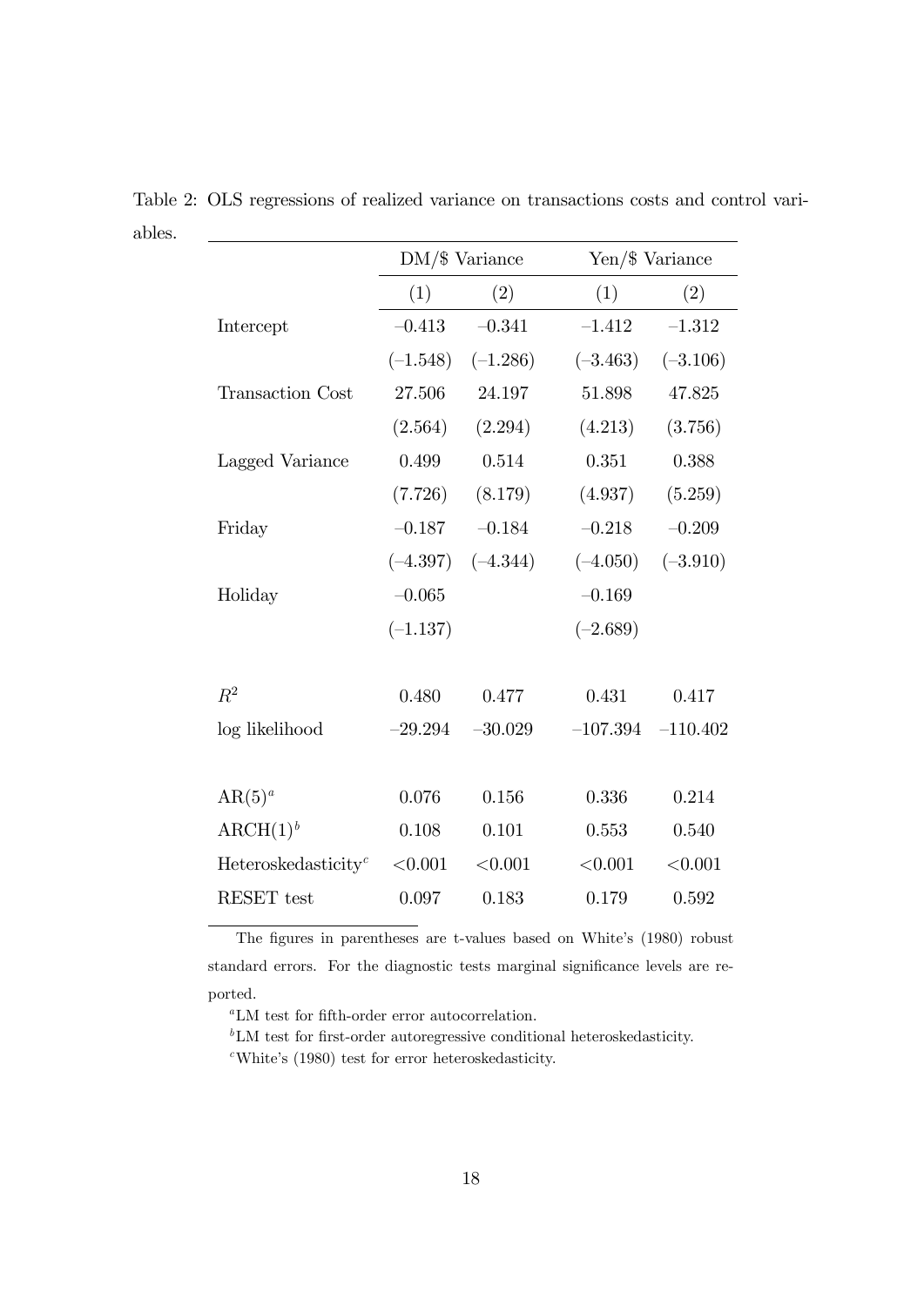Table 2: OLS regressions of realized variance on transactions costs and control variables.

| | DM/$ Variance | | Yen/$ Variance | |
|---|---|---|---|---|
| | (1) | (2) | (1) | (2) |
| Intercept | –0.413 | –0.341 | –1.412 | –1.312 |
| | (–1.548) | (–1.286) | (–3.463) | (–3.106) |
| Transaction Cost | 27.506 | 24.197 | 51.898 | 47.825 |
| | (2.564) | (2.294) | (4.213) | (3.756) |
| Lagged Variance | 0.499 | 0.514 | 0.351 | 0.388 |
| | (7.726) | (8.179) | (4.937) | (5.259) |
| Friday | –0.187 | –0.184 | –0.218 | –0.209 |
| | (–4.397) | (–4.344) | (–4.050) | (–3.910) |
| Holiday | –0.065 | | –0.169 | |
| | (–1.137) | | (–2.689) | |
| $R^2$ | 0.480 | 0.477 | 0.431 | 0.417 |
| log likelihood | –29.294 | –30.029 | –107.394 | –110.402 |
| AR(5)[a] | 0.076 | 0.156 | 0.336 | 0.214 |
| ARCH(1)[b] | 0.108 | 0.101 | 0.553 | 0.540 |
| Heteroskedasticity[c] | <0.001 | <0.001 | <0.001 | <0.001 |
| RESET test | 0.097 | 0.183 | 0.179 | 0.592 |

The figures in parentheses are t-values based on White's (1980) robust standard errors. For the diagnostic tests marginal significance levels are reported.

[a]LM test for fifth-order error autocorrelation.

[b]LM test for first-order autoregressive conditional heteroskedasticity.

[c]White's (1980) test for error heteroskedasticity.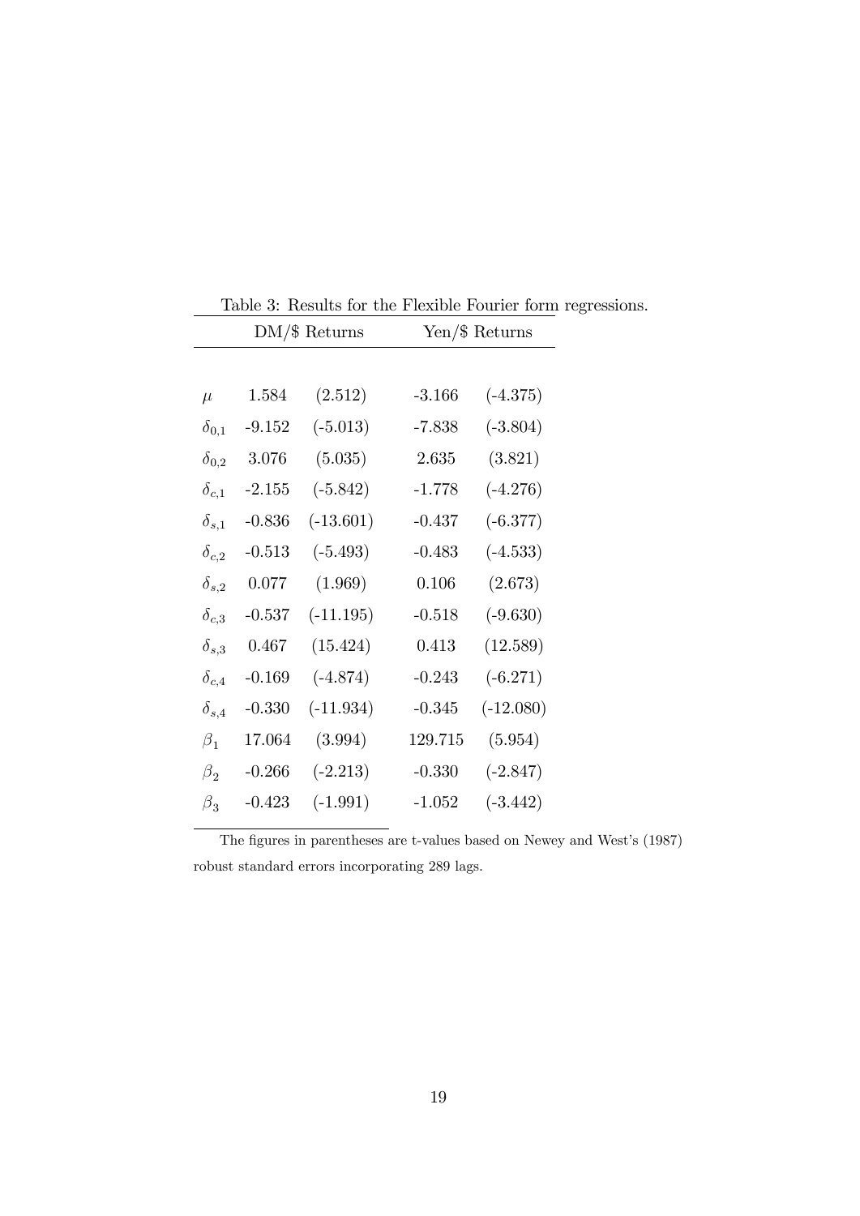Table 3: Results for the Flexible Fourier form regressions.

| | DM/$ Returns | | Yen/$ Returns | |
|---|---|---|---|---|
| $\mu$ | 1.584 | (2.512) | -3.166 | (-4.375) |
| $\delta_{0,1}$ | -9.152 | (-5.013) | -7.838 | (-3.804) |
| $\delta_{0,2}$ | 3.076 | (5.035) | 2.635 | (3.821) |
| $\delta_{c,1}$ | -2.155 | (-5.842) | -1.778 | (-4.276) |
| $\delta_{s,1}$ | -0.836 | (-13.601) | -0.437 | (-6.377) |
| $\delta_{c,2}$ | -0.513 | (-5.493) | -0.483 | (-4.533) |
| $\delta_{s,2}$ | 0.077 | (1.969) | 0.106 | (2.673) |
| $\delta_{c,3}$ | -0.537 | (-11.195) | -0.518 | (-9.630) |
| $\delta_{s,3}$ | 0.467 | (15.424) | 0.413 | (12.589) |
| $\delta_{c,4}$ | -0.169 | (-4.874) | -0.243 | (-6.271) |
| $\delta_{s,4}$ | -0.330 | (-11.934) | -0.345 | (-12.080) |
| $\beta_1$ | 17.064 | (3.994) | 129.715 | (5.954) |
| $\beta_2$ | -0.266 | (-2.213) | -0.330 | (-2.847) |
| $\beta_3$ | -0.423 | (-1.991) | -1.052 | (-3.442) |

The figures in parentheses are t-values based on Newey and West's (1987) robust standard errors incorporating 289 lags.